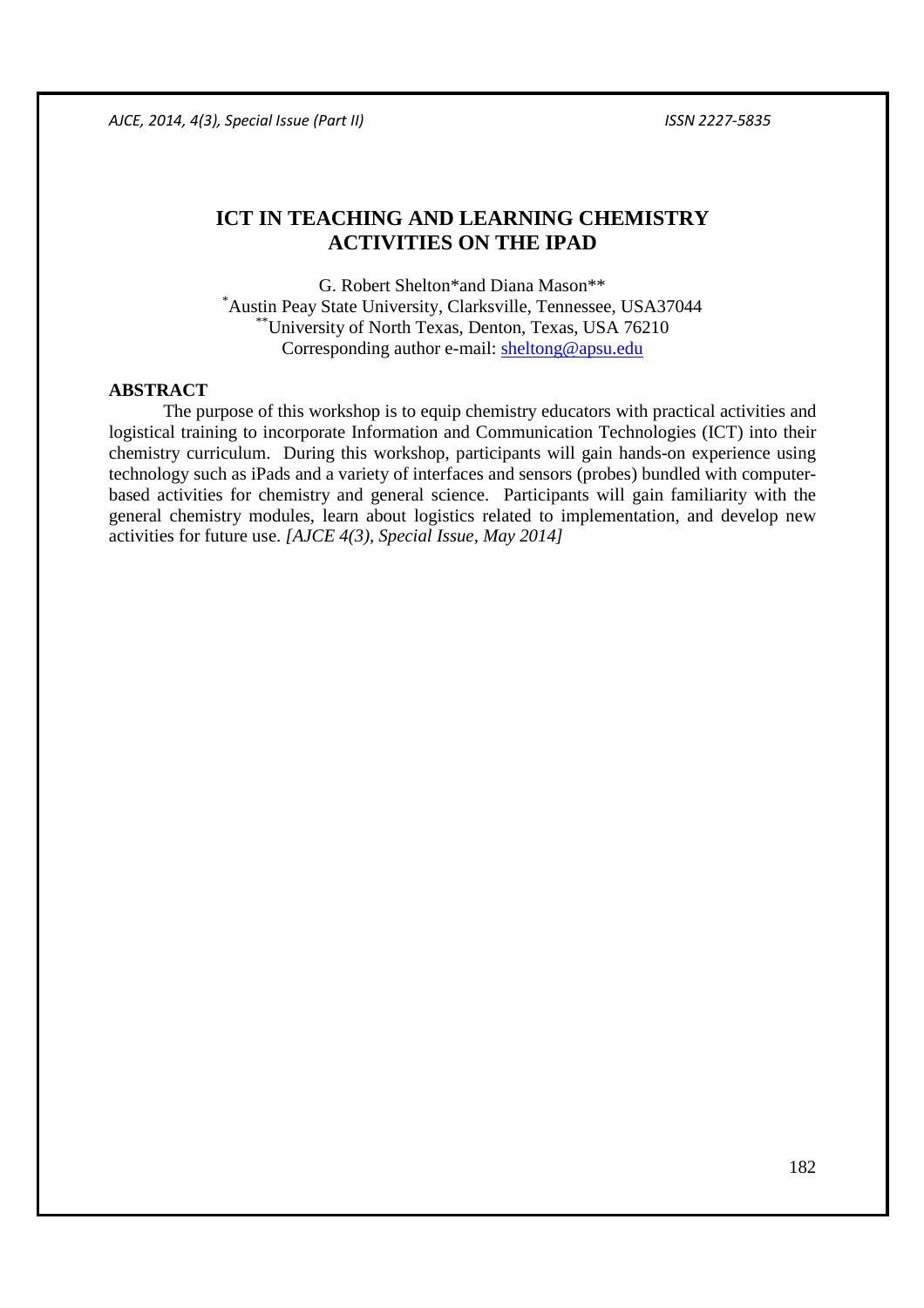# ICT IN TEACHING AND LEARNING CHEMISTRY ACTIVITIES ON THE IPAD

G. Robert Shelton* and Diana Mason**

*Austin Peay State University, Clarksville, Tennessee, USA37044

**University of North Texas, Denton, Texas, USA 76210

Corresponding author e-mail: sheltong@apsu.edu

## ABSTRACT

The purpose of this workshop is to equip chemistry educators with practical activities and logistical training to incorporate Information and Communication Technologies (ICT) into their chemistry curriculum. During this workshop, participants will gain hands-on experience using technology such as iPads and a variety of interfaces and sensors (probes) bundled with computer-based activities for chemistry and general science. Participants will gain familiarity with the general chemistry modules, learn about logistics related to implementation, and develop new activities for future use. *[AJCE 4(3), Special Issue, May 2014]*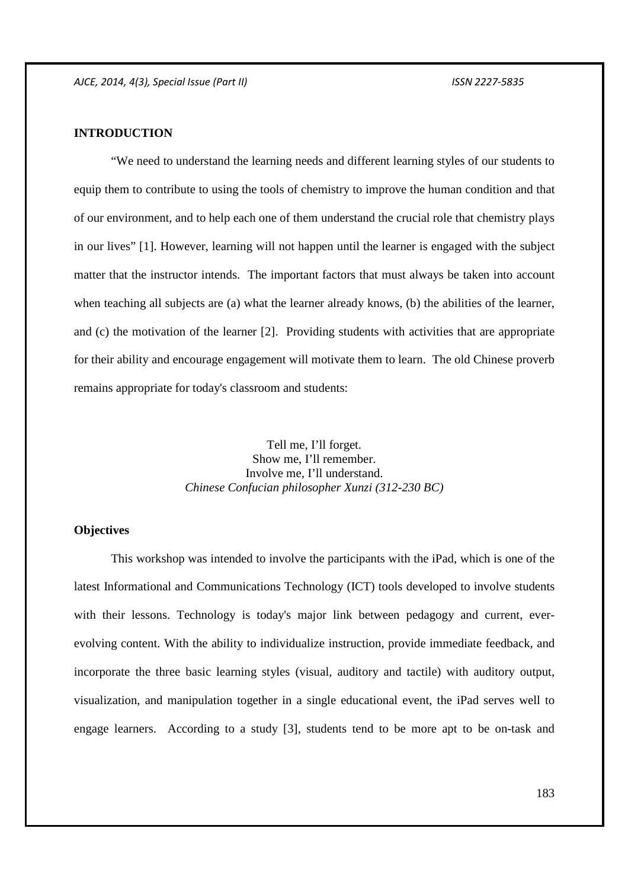## INTRODUCTION

"We need to understand the learning needs and different learning styles of our students to equip them to contribute to using the tools of chemistry to improve the human condition and that of our environment, and to help each one of them understand the crucial role that chemistry plays in our lives" [1]. However, learning will not happen until the learner is engaged with the subject matter that the instructor intends. The important factors that must always be taken into account when teaching all subjects are (a) what the learner already knows, (b) the abilities of the learner, and (c) the motivation of the learner [2]. Providing students with activities that are appropriate for their ability and encourage engagement will motivate them to learn. The old Chinese proverb remains appropriate for today's classroom and students:

> Tell me, I'll forget.
> Show me, I'll remember.
> Involve me, I'll understand.
> *Chinese Confucian philosopher Xunzi (312-230 BC)*

### Objectives

This workshop was intended to involve the participants with the iPad, which is one of the latest Informational and Communications Technology (ICT) tools developed to involve students with their lessons. Technology is today's major link between pedagogy and current, ever-evolving content. With the ability to individualize instruction, provide immediate feedback, and incorporate the three basic learning styles (visual, auditory and tactile) with auditory output, visualization, and manipulation together in a single educational event, the iPad serves well to engage learners. According to a study [3], students tend to be more apt to be on-task and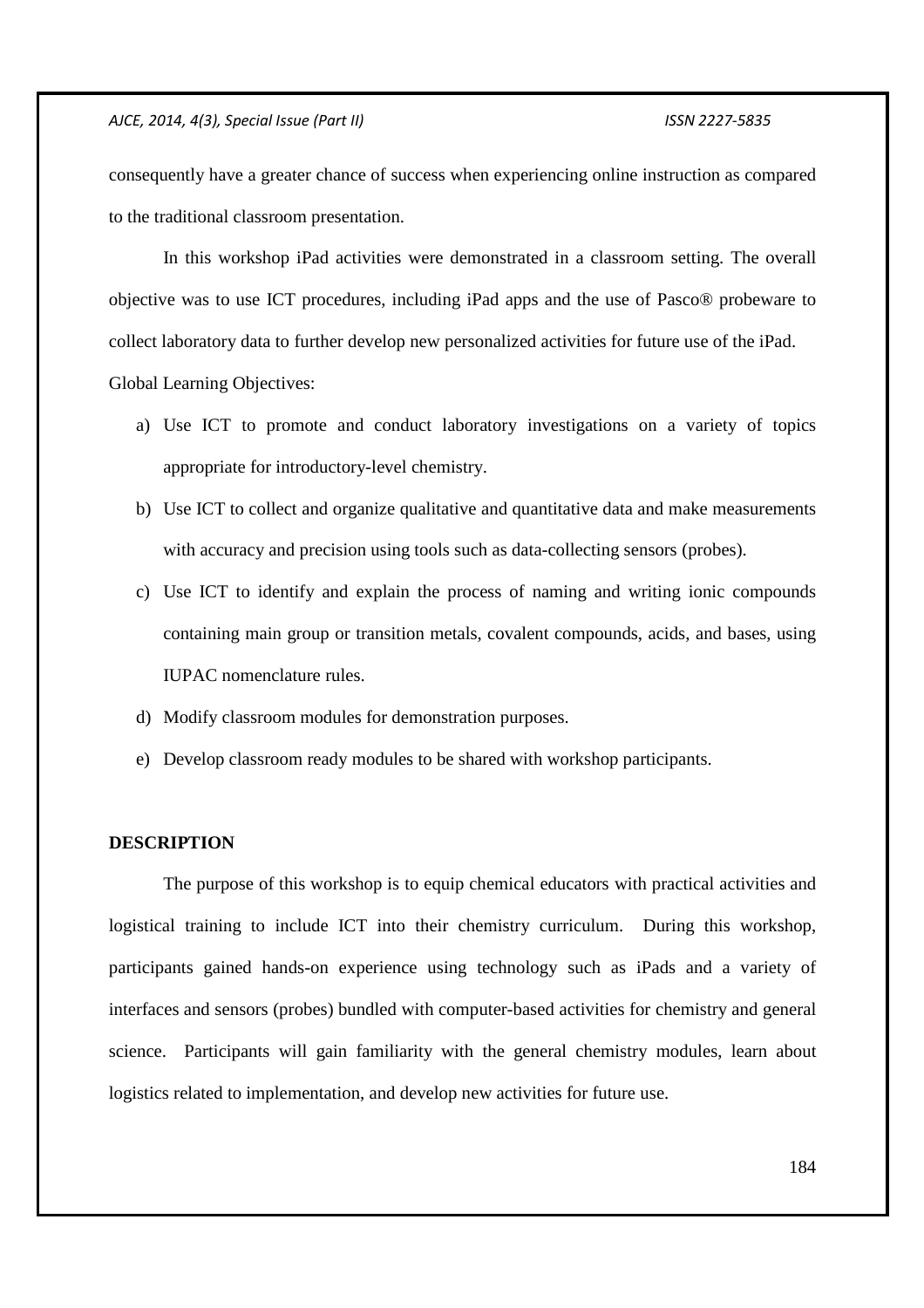consequently have a greater chance of success when experiencing online instruction as compared to the traditional classroom presentation.

In this workshop iPad activities were demonstrated in a classroom setting. The overall objective was to use ICT procedures, including iPad apps and the use of Pasco® probeware to collect laboratory data to further develop new personalized activities for future use of the iPad.

Global Learning Objectives:

a) Use ICT to promote and conduct laboratory investigations on a variety of topics appropriate for introductory-level chemistry.
b) Use ICT to collect and organize qualitative and quantitative data and make measurements with accuracy and precision using tools such as data-collecting sensors (probes).
c) Use ICT to identify and explain the process of naming and writing ionic compounds containing main group or transition metals, covalent compounds, acids, and bases, using IUPAC nomenclature rules.
d) Modify classroom modules for demonstration purposes.
e) Develop classroom ready modules to be shared with workshop participants.

## DESCRIPTION

The purpose of this workshop is to equip chemical educators with practical activities and logistical training to include ICT into their chemistry curriculum. During this workshop, participants gained hands-on experience using technology such as iPads and a variety of interfaces and sensors (probes) bundled with computer-based activities for chemistry and general science. Participants will gain familiarity with the general chemistry modules, learn about logistics related to implementation, and develop new activities for future use.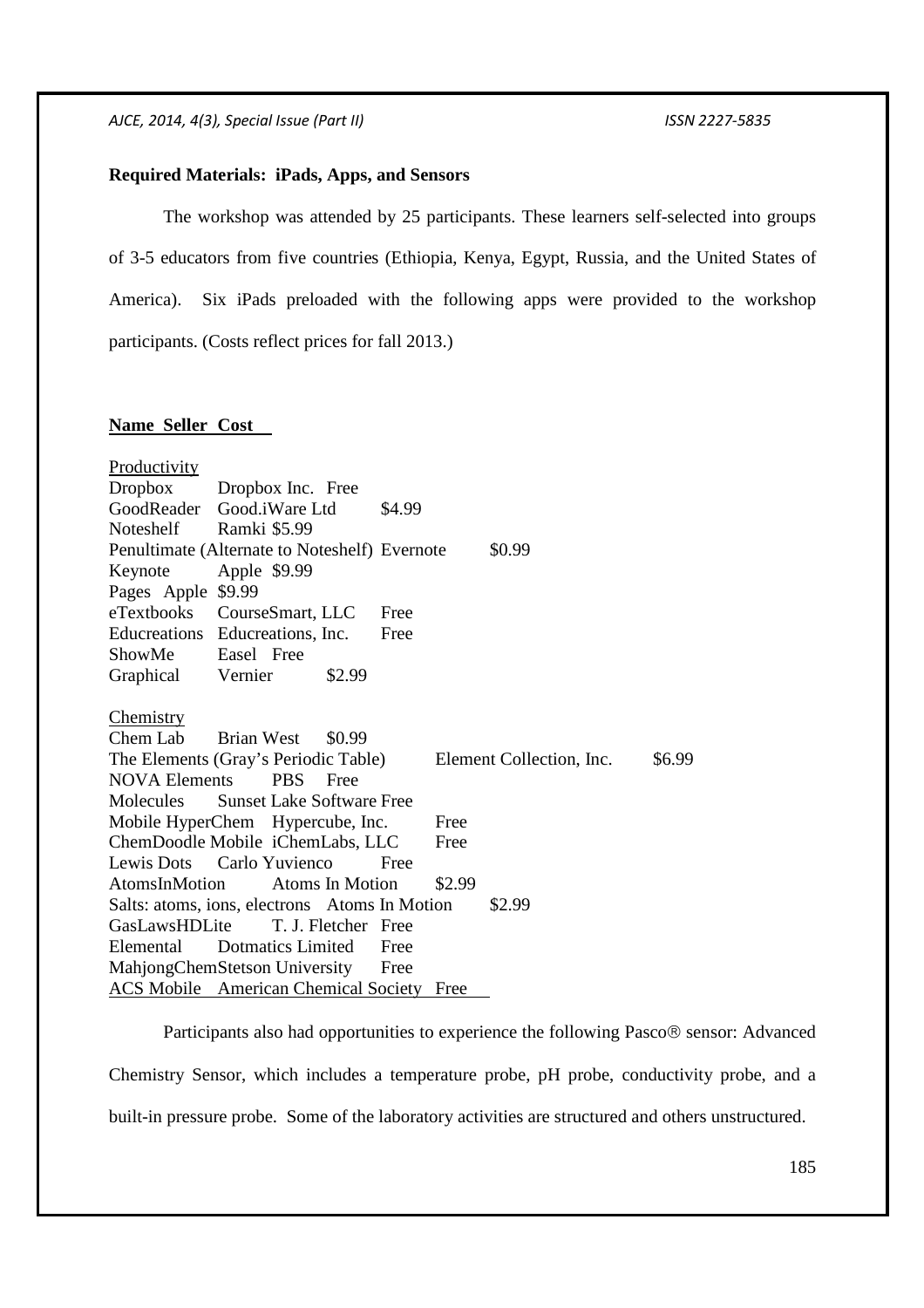**Required Materials: iPads, Apps, and Sensors**

The workshop was attended by 25 participants. These learners self-selected into groups of 3-5 educators from five countries (Ethiopia, Kenya, Egypt, Russia, and the United States of America). Six iPads preloaded with the following apps were provided to the workshop participants. (Costs reflect prices for fall 2013.)

| Name | Seller | Cost |
|---|---|---|
| Productivity | | |
| Dropbox | Dropbox Inc. | Free |
| GoodReader | Good.iWare Ltd | $4.99 |
| Noteshelf | Ramki | $5.99 |
| Penultimate (Alternate to Noteshelf) | Evernote | $0.99 |
| Keynote | Apple | $9.99 |
| Pages | Apple | $9.99 |
| eTextbooks | CourseSmart, LLC | Free |
| Educreations | Educreations, Inc. | Free |
| ShowMe | Easel | Free |
| Graphical | Vernier | $2.99 |
| Chemistry | | |
| Chem Lab | Brian West | $0.99 |
| The Elements (Gray's Periodic Table) | Element Collection, Inc. | $6.99 |
| NOVA Elements | PBS | Free |
| Molecules | Sunset Lake Software | Free |
| Mobile HyperChem | Hypercube, Inc. | Free |
| ChemDoodle Mobile | iChemLabs, LLC | Free |
| Lewis Dots | Carlo Yuvienco | Free |
| AtomsInMotion | Atoms In Motion | $2.99 |
| Salts: atoms, ions, electrons | Atoms In Motion | $2.99 |
| GasLawsHDLite | T. J. Fletcher | Free |
| Elemental | Dotmatics Limited | Free |
| MahjongChem | Stetson University | Free |
| ACS Mobile | American Chemical Society | Free |

Participants also had opportunities to experience the following Pasco® sensor: Advanced Chemistry Sensor, which includes a temperature probe, pH probe, conductivity probe, and a built-in pressure probe. Some of the laboratory activities are structured and others unstructured.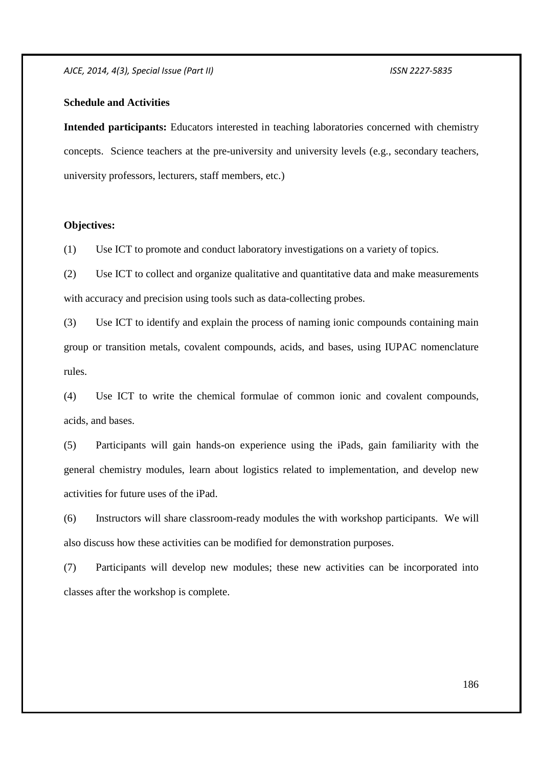**Schedule and Activities**

**Intended participants:** Educators interested in teaching laboratories concerned with chemistry concepts. Science teachers at the pre-university and university levels (e.g., secondary teachers, university professors, lecturers, staff members, etc.)

**Objectives:**

(1) Use ICT to promote and conduct laboratory investigations on a variety of topics.

(2) Use ICT to collect and organize qualitative and quantitative data and make measurements with accuracy and precision using tools such as data-collecting probes.

(3) Use ICT to identify and explain the process of naming ionic compounds containing main group or transition metals, covalent compounds, acids, and bases, using IUPAC nomenclature rules.

(4) Use ICT to write the chemical formulae of common ionic and covalent compounds, acids, and bases.

(5) Participants will gain hands-on experience using the iPads, gain familiarity with the general chemistry modules, learn about logistics related to implementation, and develop new activities for future uses of the iPad.

(6) Instructors will share classroom-ready modules the with workshop participants. We will also discuss how these activities can be modified for demonstration purposes.

(7) Participants will develop new modules; these new activities can be incorporated into classes after the workshop is complete.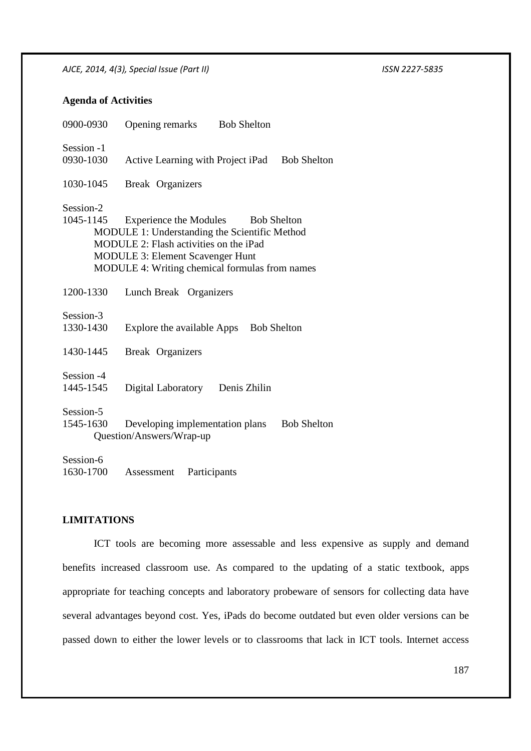**Agenda of Activities**

0900-0930 Opening remarks Bob Shelton

Session -1
0930-1030 Active Learning with Project iPad Bob Shelton

1030-1045 Break Organizers

Session-2
1045-1145 Experience the Modules Bob Shelton
MODULE 1: Understanding the Scientific Method
MODULE 2: Flash activities on the iPad
MODULE 3: Element Scavenger Hunt
MODULE 4: Writing chemical formulas from names

1200-1330 Lunch Break Organizers

Session-3
1330-1430 Explore the available Apps Bob Shelton

1430-1445 Break Organizers

Session -4
1445-1545 Digital Laboratory Denis Zhilin

Session-5
1545-1630 Developing implementation plans Bob Shelton
Question/Answers/Wrap-up

Session-6
1630-1700 Assessment Participants

**LIMITATIONS**

ICT tools are becoming more assessable and less expensive as supply and demand benefits increased classroom use. As compared to the updating of a static textbook, apps appropriate for teaching concepts and laboratory probeware of sensors for collecting data have several advantages beyond cost. Yes, iPads do become outdated but even older versions can be passed down to either the lower levels or to classrooms that lack in ICT tools. Internet access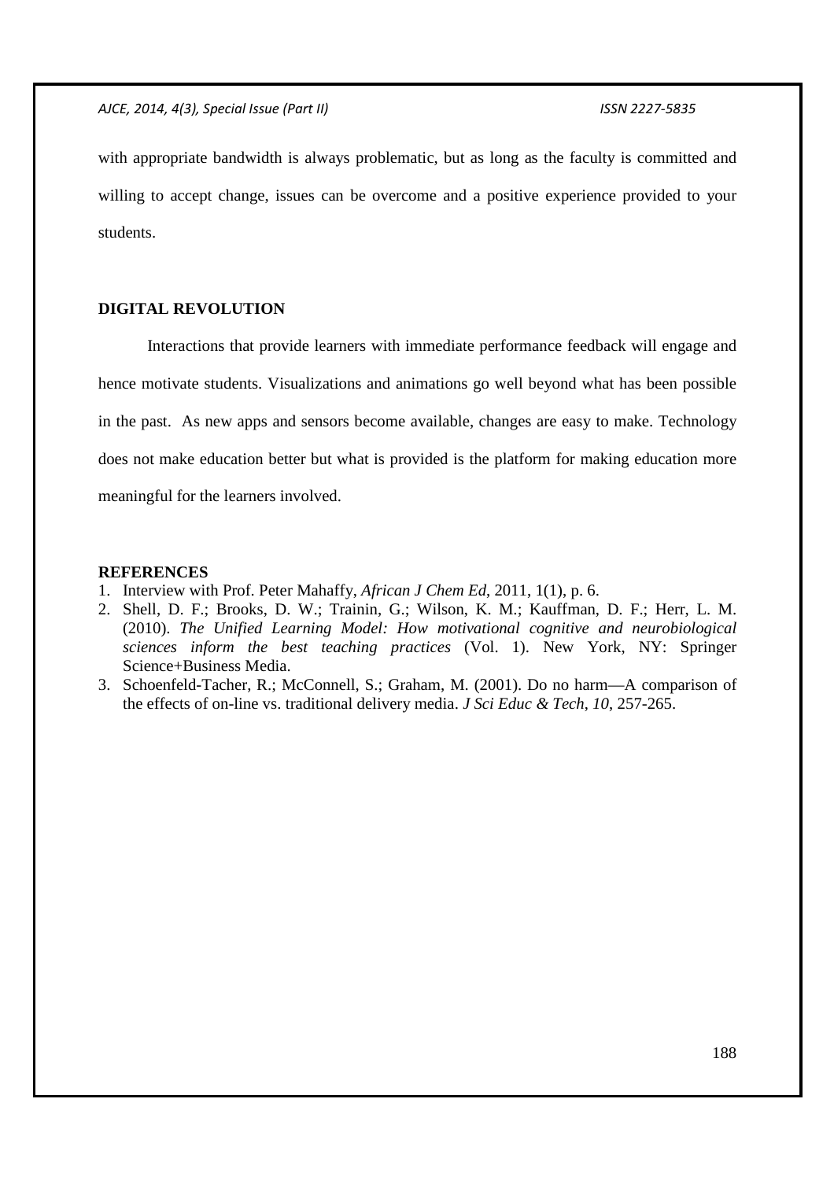with appropriate bandwidth is always problematic, but as long as the faculty is committed and willing to accept change, issues can be overcome and a positive experience provided to your students.

## DIGITAL REVOLUTION

Interactions that provide learners with immediate performance feedback will engage and hence motivate students. Visualizations and animations go well beyond what has been possible in the past. As new apps and sensors become available, changes are easy to make. Technology does not make education better but what is provided is the platform for making education more meaningful for the learners involved.

## REFERENCES

1. Interview with Prof. Peter Mahaffy, *African J Chem Ed*, 2011, 1(1), p. 6.
2. Shell, D. F.; Brooks, D. W.; Trainin, G.; Wilson, K. M.; Kauffman, D. F.; Herr, L. M. (2010). *The Unified Learning Model: How motivational cognitive and neurobiological sciences inform the best teaching practices* (Vol. 1). New York, NY: Springer Science+Business Media.
3. Schoenfeld-Tacher, R.; McConnell, S.; Graham, M. (2001). Do no harm—A comparison of the effects of on-line vs. traditional delivery media. *J Sci Educ & Tech*, *10*, 257-265.